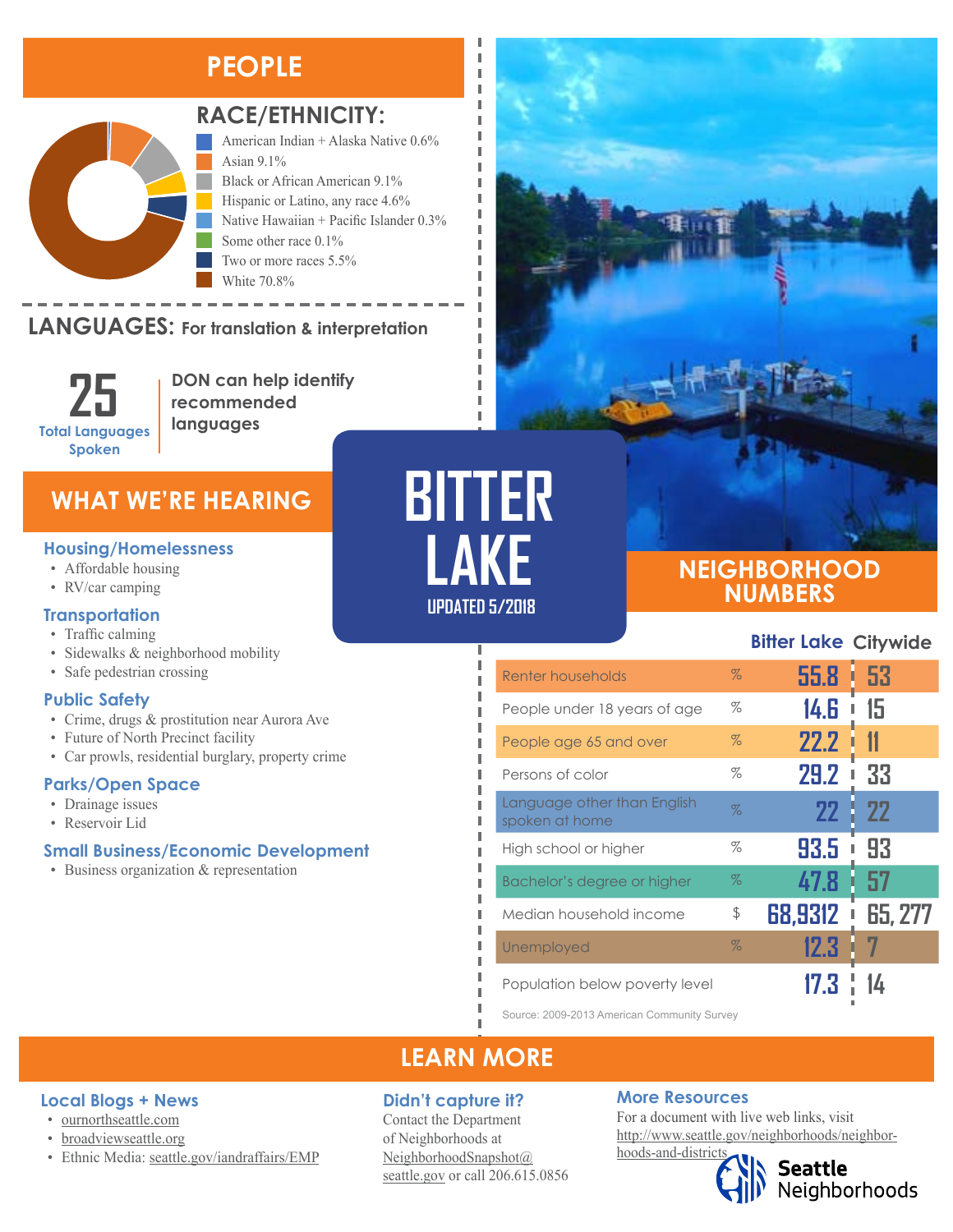# BITTER LAKE

UPDATED 5/2018

## PEOPLE

### RACE/ETHNICITY:

- American Indian + Alaska Native 0.6%
- Asian 9.1%
- Black or African American 9.1%
- Hispanic or Latino, any race 4.6%
- Native Hawaiian + Pacific Islander 0.3%
- Some other race 0.1%
- Two or more races 5.5%
- White 70.8%

### LANGUAGES: For translation & interpretation

**25** Total Languages Spoken

DON can help identify recommended languages

## WHAT WE'RE HEARING

### Housing/Homelessness

- Affordable housing
- RV/car camping

### Transportation

- Traffic calming
- Sidewalks & neighborhood mobility
- Safe pedestrian crossing

### Public Safety

- Crime, drugs & prostitution near Aurora Ave
- Future of North Precinct facility
- Car prowls, residential burglary, property crime

### Parks/Open Space

- Drainage issues
- Reservoir Lid

### Small Business/Economic Development

- Business organization & representation

## NEIGHBORHOOD NUMBERS

| | | Bitter Lake | Citywide |
|---|---|---|---|
| Renter households | % | 55.8 | 53 |
| People under 18 years of age | % | 14.6 | 15 |
| People age 65 and over | % | 22.2 | 11 |
| Persons of color | % | 29.2 | 33 |
| Language other than English spoken at home | % | 22 | 22 |
| High school or higher | % | 93.5 | 93 |
| Bachelor's degree or higher | % | 47.8 | 57 |
| Median household income | $ | 68,9312 | 65, 277 |
| Unemployed | % | 12.3 | 7 |
| Population below poverty level | | 17.3 | 14 |

Source: 2009-2013 American Community Survey

## LEARN MORE

### Local Blogs + News

- ournorthseattle.com
- broadviewseattle.org
- Ethnic Media: seattle.gov/iandraffairs/EMP

### Didn't capture it?

Contact the Department of Neighborhoods at NeighborhoodSnapshot@seattle.gov or call 206.615.0856

### More Resources

For a document with live web links, visit http://www.seattle.gov/neighborhoods/neighborhoods-and-districts

Seattle Neighborhoods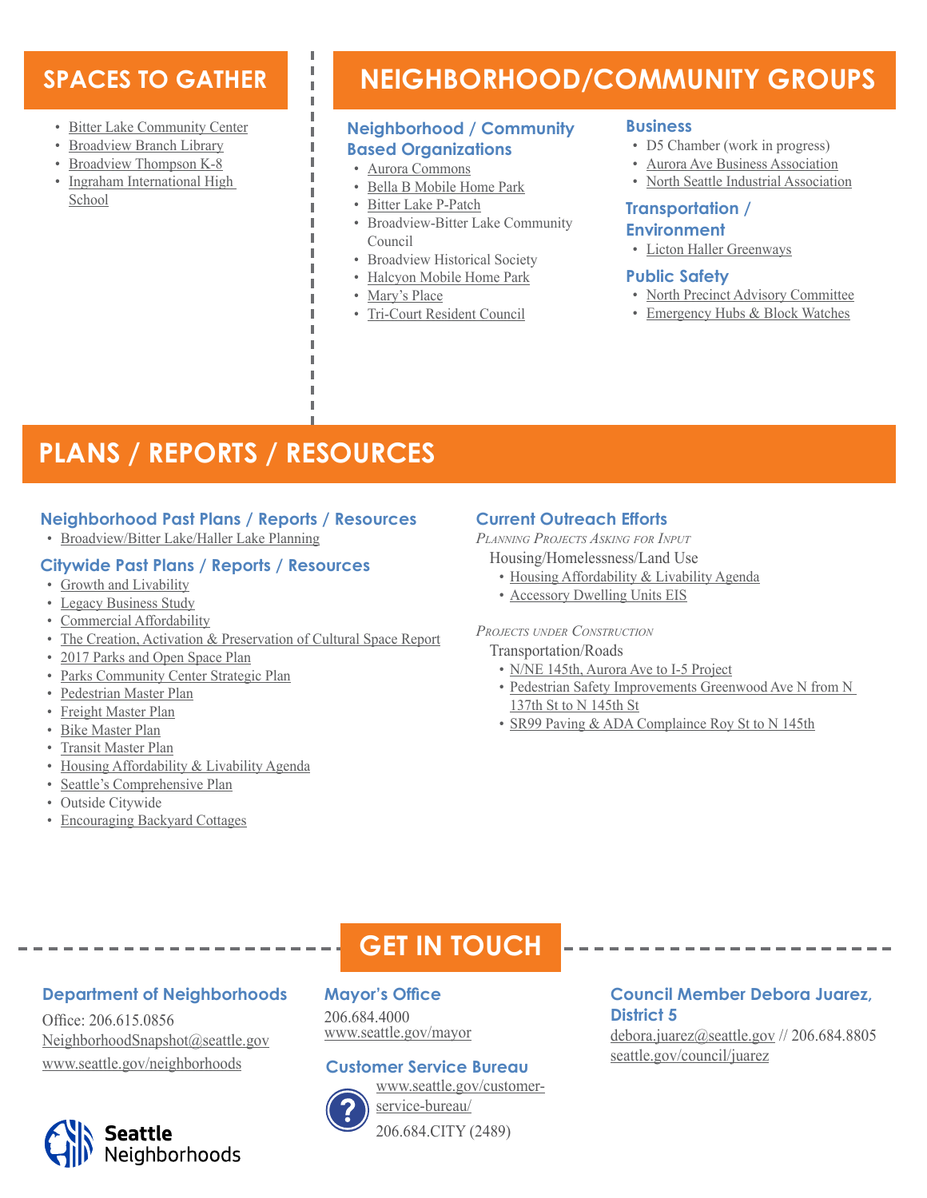## SPACES TO GATHER

- Bitter Lake Community Center
- Broadview Branch Library
- Broadview Thompson K-8
- Ingraham International High School

## NEIGHBORHOOD/COMMUNITY GROUPS

### Neighborhood / Community Based Organizations

- Aurora Commons
- Bella B Mobile Home Park
- Bitter Lake P-Patch
- Broadview-Bitter Lake Community Council
- Broadview Historical Society
- Halcyon Mobile Home Park
- Mary's Place
- Tri-Court Resident Council

### Business

- D5 Chamber (work in progress)
- Aurora Ave Business Association
- North Seattle Industrial Association

### Transportation / Environment

- Licton Haller Greenways

### Public Safety

- North Precinct Advisory Committee
- Emergency Hubs & Block Watches

## PLANS / REPORTS / RESOURCES

### Neighborhood Past Plans / Reports / Resources

- Broadview/Bitter Lake/Haller Lake Planning

### Citywide Past Plans / Reports / Resources

- Growth and Livability
- Legacy Business Study
- Commercial Affordability
- The Creation, Activation & Preservation of Cultural Space Report
- 2017 Parks and Open Space Plan
- Parks Community Center Strategic Plan
- Pedestrian Master Plan
- Freight Master Plan
- Bike Master Plan
- Transit Master Plan
- Housing Affordability & Livability Agenda
- Seattle's Comprehensive Plan
- Outside Citywide
- Encouraging Backyard Cottages

### Current Outreach Efforts

*Planning Projects Asking for Input*

Housing/Homelessness/Land Use

- Housing Affordability & Livability Agenda
- Accessory Dwelling Units EIS

*Projects under Construction*

Transportation/Roads

- N/NE 145th, Aurora Ave to I-5 Project
- Pedestrian Safety Improvements Greenwood Ave N from N 137th St to N 145th St
- SR99 Paving & ADA Complaince Roy St to N 145th

## GET IN TOUCH

### Department of Neighborhoods

Office: 206.615.0856
NeighborhoodSnapshot@seattle.gov
www.seattle.gov/neighborhoods

Seattle Neighborhoods

### Mayor's Office

206.684.4000
www.seattle.gov/mayor

### Customer Service Bureau

www.seattle.gov/customer-service-bureau/
206.684.CITY (2489)

### Council Member Debora Juarez, District 5

debora.juarez@seattle.gov // 206.684.8805
seattle.gov/council/juarez